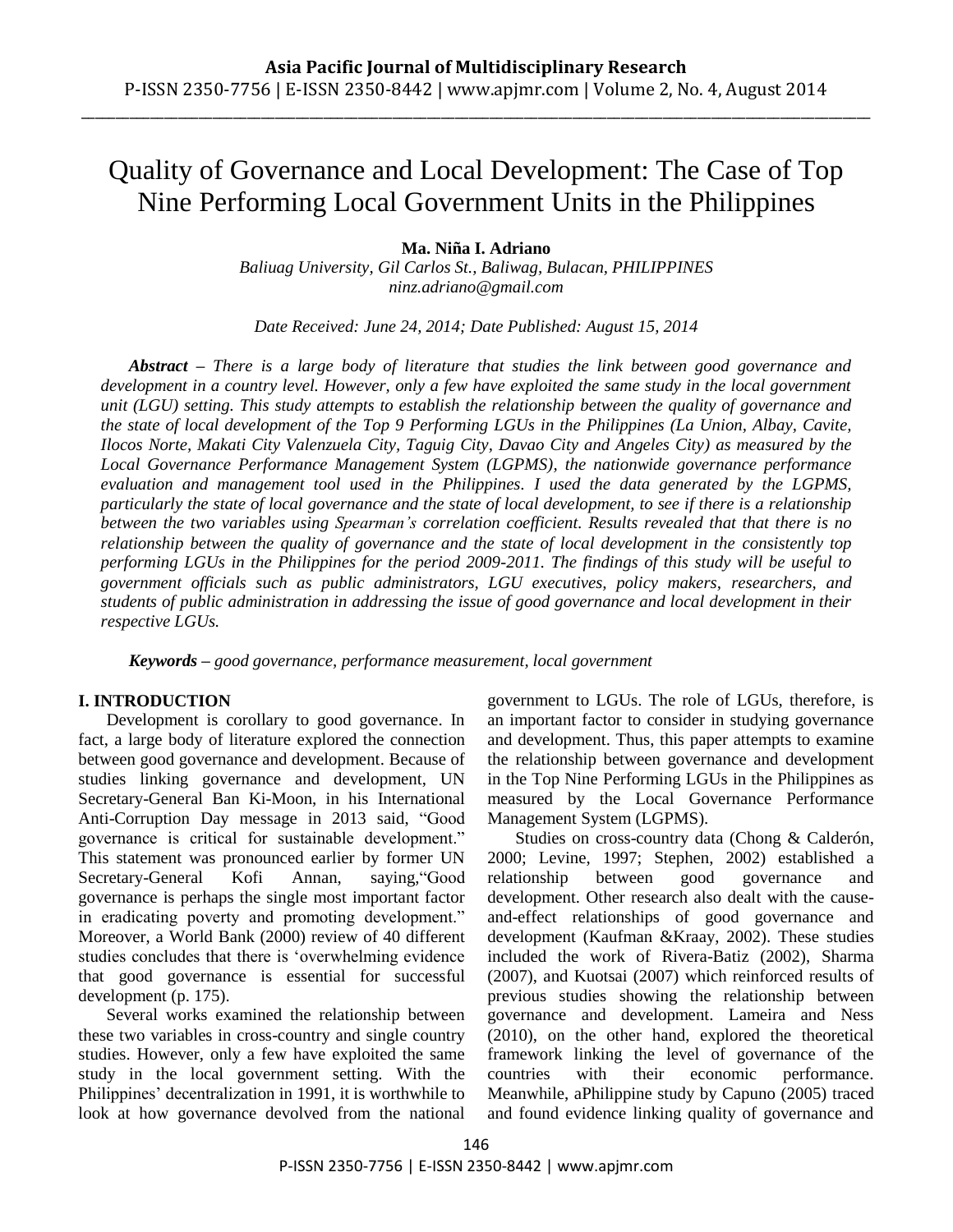# Quality of Governance and Local Development: The Case of Top Nine Performing Local Government Units in the Philippines

**Ma. Niña I. Adriano**

*Baliuag University, Gil Carlos St., Baliwag, Bulacan, PHILIPPINES*
*ninz.adriano@gmail.com*

*Date Received: June 24, 2014; Date Published: August 15, 2014*

***Abstract*** *– There is a large body of literature that studies the link between good governance and development in a country level. However, only a few have exploited the same study in the local government unit (LGU) setting. This study attempts to establish the relationship between the quality of governance and the state of local development of the Top 9 Performing LGUs in the Philippines (La Union, Albay, Cavite, Ilocos Norte, Makati City Valenzuela City, Taguig City, Davao City and Angeles City) as measured by the Local Governance Performance Management System (LGPMS), the nationwide governance performance evaluation and management tool used in the Philippines. I used the data generated by the LGPMS, particularly the state of local governance and the state of local development, to see if there is a relationship between the two variables using Spearman's correlation coefficient. Results revealed that that there is no relationship between the quality of governance and the state of local development in the consistently top performing LGUs in the Philippines for the period 2009-2011. The findings of this study will be useful to government officials such as public administrators, LGU executives, policy makers, researchers, and students of public administration in addressing the issue of good governance and local development in their respective LGUs.*

***Keywords*** *– good governance, performance measurement, local government*

## I. INTRODUCTION

Development is corollary to good governance. In fact, a large body of literature explored the connection between good governance and development. Because of studies linking governance and development, UN Secretary-General Ban Ki-Moon, in his International Anti-Corruption Day message in 2013 said, "Good governance is critical for sustainable development." This statement was pronounced earlier by former UN Secretary-General Kofi Annan, saying,"Good governance is perhaps the single most important factor in eradicating poverty and promoting development." Moreover, a World Bank (2000) review of 40 different studies concludes that there is 'overwhelming evidence that good governance is essential for successful development (p. 175).

Several works examined the relationship between these two variables in cross-country and single country studies. However, only a few have exploited the same study in the local government setting. With the Philippines' decentralization in 1991, it is worthwhile to look at how governance devolved from the national government to LGUs. The role of LGUs, therefore, is an important factor to consider in studying governance and development. Thus, this paper attempts to examine the relationship between governance and development in the Top Nine Performing LGUs in the Philippines as measured by the Local Governance Performance Management System (LGPMS).

Studies on cross-country data (Chong & Calderón, 2000; Levine, 1997; Stephen, 2002) established a relationship between good governance and development. Other research also dealt with the cause-and-effect relationships of good governance and development (Kaufman &Kraay, 2002). These studies included the work of Rivera-Batiz (2002), Sharma (2007), and Kuotsai (2007) which reinforced results of previous studies showing the relationship between governance and development. Lameira and Ness (2010), on the other hand, explored the theoretical framework linking the level of governance of the countries with their economic performance. Meanwhile, aPhilippine study by Capuno (2005) traced and found evidence linking quality of governance and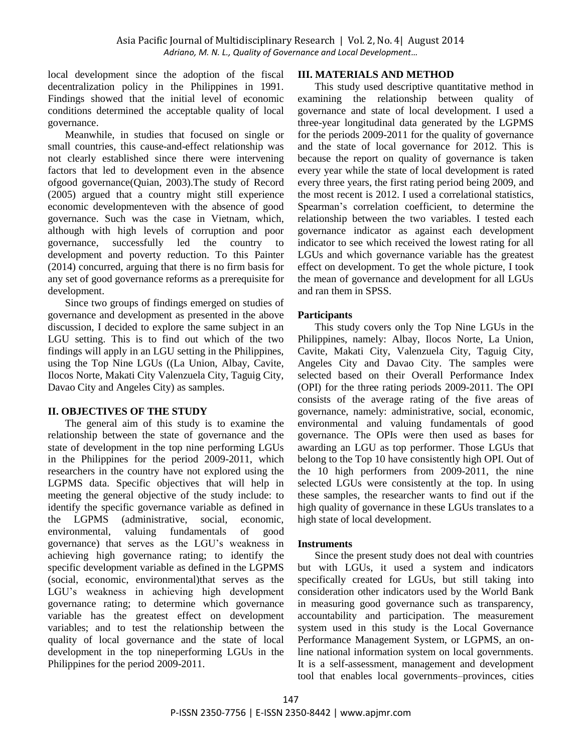local development since the adoption of the fiscal decentralization policy in the Philippines in 1991. Findings showed that the initial level of economic conditions determined the acceptable quality of local governance.

Meanwhile, in studies that focused on single or small countries, this cause-and-effect relationship was not clearly established since there were intervening factors that led to development even in the absence ofgood governance(Quian, 2003).The study of Record (2005) argued that a country might still experience economic developmenteven with the absence of good governance. Such was the case in Vietnam, which, although with high levels of corruption and poor governance, successfully led the country to development and poverty reduction. To this Painter (2014) concurred, arguing that there is no firm basis for any set of good governance reforms as a prerequisite for development.

Since two groups of findings emerged on studies of governance and development as presented in the above discussion, I decided to explore the same subject in an LGU setting. This is to find out which of the two findings will apply in an LGU setting in the Philippines, using the Top Nine LGUs ((La Union, Albay, Cavite, Ilocos Norte, Makati City Valenzuela City, Taguig City, Davao City and Angeles City) as samples.

## II. OBJECTIVES OF THE STUDY

The general aim of this study is to examine the relationship between the state of governance and the state of development in the top nine performing LGUs in the Philippines for the period 2009-2011, which researchers in the country have not explored using the LGPMS data. Specific objectives that will help in meeting the general objective of the study include: to identify the specific governance variable as defined in the LGPMS (administrative, social, economic, environmental, valuing fundamentals of good governance) that serves as the LGU's weakness in achieving high governance rating; to identify the specific development variable as defined in the LGPMS (social, economic, environmental)that serves as the LGU's weakness in achieving high development governance rating; to determine which governance variable has the greatest effect on development variables; and to test the relationship between the quality of local governance and the state of local development in the top nineperforming LGUs in the Philippines for the period 2009-2011.

## III. MATERIALS AND METHOD

This study used descriptive quantitative method in examining the relationship between quality of governance and state of local development. I used a three-year longitudinal data generated by the LGPMS for the periods 2009-2011 for the quality of governance and the state of local governance for 2012. This is because the report on quality of governance is taken every year while the state of local development is rated every three years, the first rating period being 2009, and the most recent is 2012. I used a correlational statistics, Spearman's correlation coefficient, to determine the relationship between the two variables. I tested each governance indicator as against each development indicator to see which received the lowest rating for all LGUs and which governance variable has the greatest effect on development. To get the whole picture, I took the mean of governance and development for all LGUs and ran them in SPSS.

### Participants

This study covers only the Top Nine LGUs in the Philippines, namely: Albay, Ilocos Norte, La Union, Cavite, Makati City, Valenzuela City, Taguig City, Angeles City and Davao City. The samples were selected based on their Overall Performance Index (OPI) for the three rating periods 2009-2011. The OPI consists of the average rating of the five areas of governance, namely: administrative, social, economic, environmental and valuing fundamentals of good governance. The OPIs were then used as bases for awarding an LGU as top performer. Those LGUs that belong to the Top 10 have consistently high OPI. Out of the 10 high performers from 2009-2011, the nine selected LGUs were consistently at the top. In using these samples, the researcher wants to find out if the high quality of governance in these LGUs translates to a high state of local development.

### Instruments

Since the present study does not deal with countries but with LGUs, it used a system and indicators specifically created for LGUs, but still taking into consideration other indicators used by the World Bank in measuring good governance such as transparency, accountability and participation. The measurement system used in this study is the Local Governance Performance Management System, or LGPMS, an on-line national information system on local governments. It is a self-assessment, management and development tool that enables local governments–provinces, cities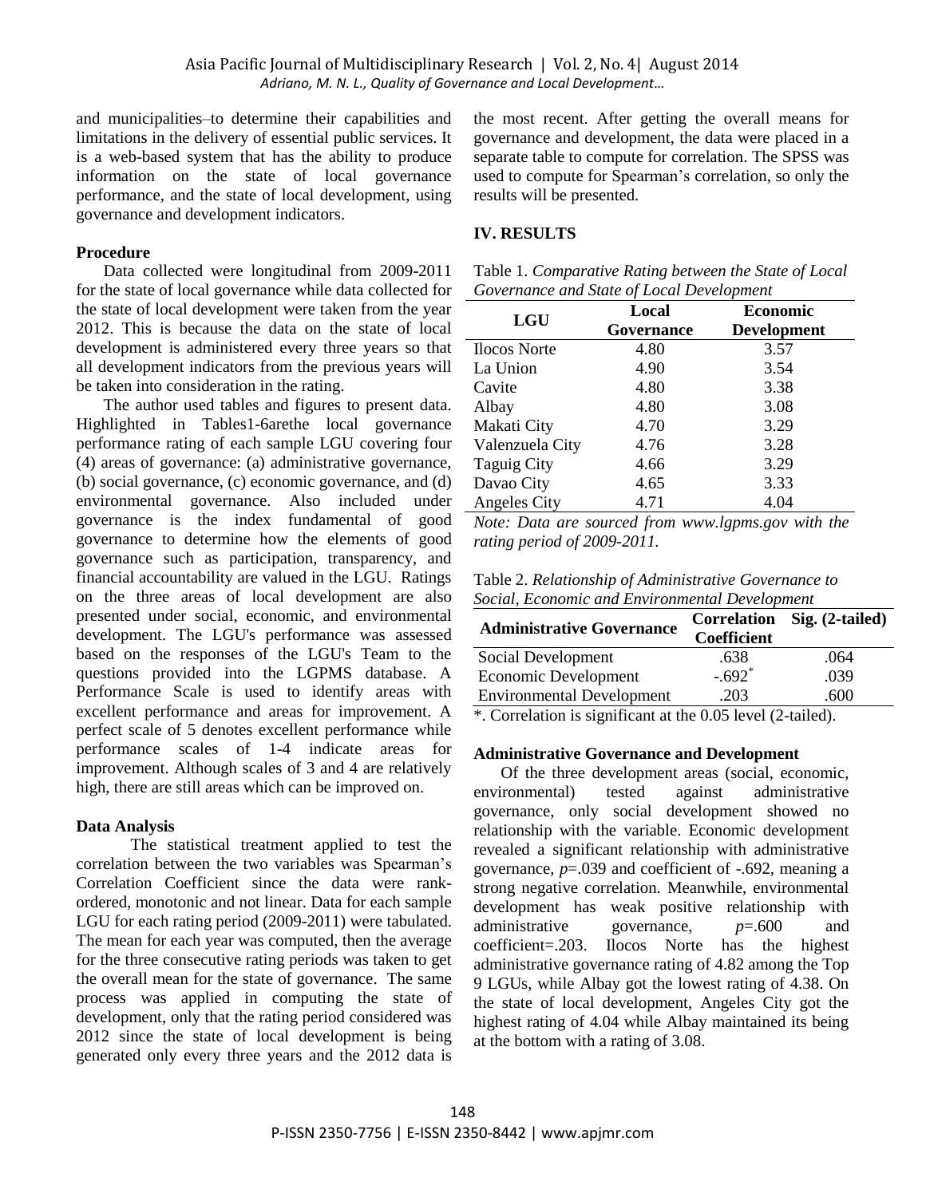and municipalities–to determine their capabilities and limitations in the delivery of essential public services. It is a web-based system that has the ability to produce information on the state of local governance performance, and the state of local development, using governance and development indicators.

**Procedure**

Data collected were longitudinal from 2009-2011 for the state of local governance while data collected for the state of local development were taken from the year 2012. This is because the data on the state of local development is administered every three years so that all development indicators from the previous years will be taken into consideration in the rating.

The author used tables and figures to present data. Highlighted in Tables1-6arethe local governance performance rating of each sample LGU covering four (4) areas of governance: (a) administrative governance, (b) social governance, (c) economic governance, and (d) environmental governance. Also included under governance is the index fundamental of good governance to determine how the elements of good governance such as participation, transparency, and financial accountability are valued in the LGU. Ratings on the three areas of local development are also presented under social, economic, and environmental development. The LGU's performance was assessed based on the responses of the LGU's Team to the questions provided into the LGPMS database. A Performance Scale is used to identify areas with excellent performance and areas for improvement. A perfect scale of 5 denotes excellent performance while performance scales of 1-4 indicate areas for improvement. Although scales of 3 and 4 are relatively high, there are still areas which can be improved on.

**Data Analysis**

The statistical treatment applied to test the correlation between the two variables was Spearman's Correlation Coefficient since the data were rank-ordered, monotonic and not linear. Data for each sample LGU for each rating period (2009-2011) were tabulated. The mean for each year was computed, then the average for the three consecutive rating periods was taken to get the overall mean for the state of governance. The same process was applied in computing the state of development, only that the rating period considered was 2012 since the state of local development is being generated only every three years and the 2012 data is the most recent. After getting the overall means for governance and development, the data were placed in a separate table to compute for correlation. The SPSS was used to compute for Spearman's correlation, so only the results will be presented.

## IV. RESULTS

Table 1. *Comparative Rating between the State of Local Governance and State of Local Development*

| LGU | Local Governance | Economic Development |
|---|---|---|
| Ilocos Norte | 4.80 | 3.57 |
| La Union | 4.90 | 3.54 |
| Cavite | 4.80 | 3.38 |
| Albay | 4.80 | 3.08 |
| Makati City | 4.70 | 3.29 |
| Valenzuela City | 4.76 | 3.28 |
| Taguig City | 4.66 | 3.29 |
| Davao City | 4.65 | 3.33 |
| Angeles City | 4.71 | 4.04 |

*Note: Data are sourced from www.lgpms.gov with the rating period of 2009-2011.*

Table 2. *Relationship of Administrative Governance to Social, Economic and Environmental Development*

| Administrative Governance | Correlation Coefficient | Sig. (2-tailed) |
|---|---|---|
| Social Development | .638 | .064 |
| Economic Development | -.692* | .039 |
| Environmental Development | .203 | .600 |

*. Correlation is significant at the 0.05 level (2-tailed).

**Administrative Governance and Development**

Of the three development areas (social, economic, environmental) tested against administrative governance, only social development showed no relationship with the variable. Economic development revealed a significant relationship with administrative governance, $p$=.039 and coefficient of -.692, meaning a strong negative correlation. Meanwhile, environmental development has weak positive relationship with administrative governance, $p$=.600 and coefficient=.203. Ilocos Norte has the highest administrative governance rating of 4.82 among the Top 9 LGUs, while Albay got the lowest rating of 4.38. On the state of local development, Angeles City got the highest rating of 4.04 while Albay maintained its being at the bottom with a rating of 3.08.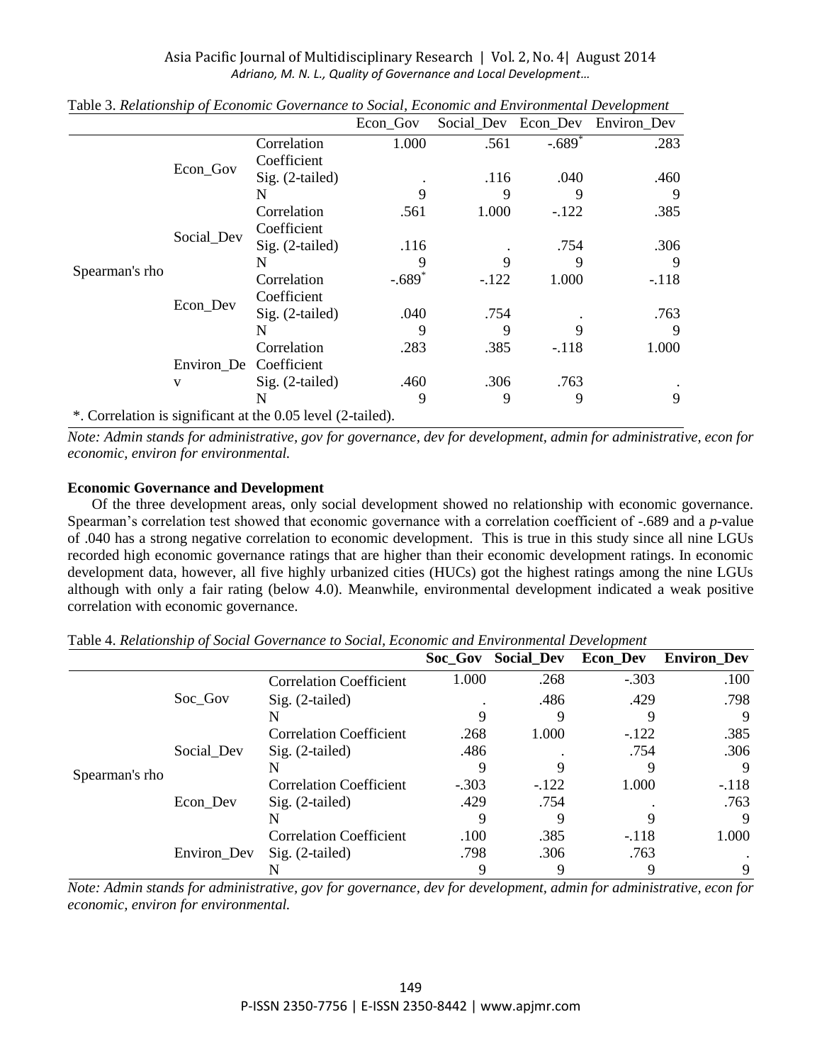Table 3. *Relationship of Economic Governance to Social, Economic and Environmental Development*

| | | | Econ_Gov | Social_Dev | Econ_Dev | Environ_Dev |
|---|---|---|---|---|---|---|
| Spearman's rho | Econ_Gov | Correlation Coefficient | 1.000 | .561 | -.689* | .283 |
| | | Sig. (2-tailed) | . | .116 | .040 | .460 |
| | | N | 9 | 9 | 9 | 9 |
| | Social_Dev | Correlation Coefficient | .561 | 1.000 | -.122 | .385 |
| | | Sig. (2-tailed) | .116 | . | .754 | .306 |
| | | N | 9 | 9 | 9 | 9 |
| | Econ_Dev | Correlation Coefficient | -.689* | -.122 | 1.000 | -.118 |
| | | Sig. (2-tailed) | .040 | .754 | . | .763 |
| | | N | 9 | 9 | 9 | 9 |
| | Environ_Dev | Correlation Coefficient | .283 | .385 | -.118 | 1.000 |
| | | Sig. (2-tailed) | .460 | .306 | .763 | . |
| | | N | 9 | 9 | 9 | 9 |

*. Correlation is significant at the 0.05 level (2-tailed).

*Note: Admin stands for administrative, gov for governance, dev for development, admin for administrative, econ for economic, environ for environmental.*

**Economic Governance and Development**

Of the three development areas, only social development showed no relationship with economic governance. Spearman's correlation test showed that economic governance with a correlation coefficient of -.689 and a *p*-value of .040 has a strong negative correlation to economic development. This is true in this study since all nine LGUs recorded high economic governance ratings that are higher than their economic development ratings. In economic development data, however, all five highly urbanized cities (HUCs) got the highest ratings among the nine LGUs although with only a fair rating (below 4.0). Meanwhile, environmental development indicated a weak positive correlation with economic governance.

Table 4. *Relationship of Social Governance to Social, Economic and Environmental Development*

| | | | **Soc_Gov** | **Social_Dev** | **Econ_Dev** | **Environ_Dev** |
|---|---|---|---|---|---|---|
| Spearman's rho | Soc_Gov | Correlation Coefficient | 1.000 | .268 | -.303 | .100 |
| | | Sig. (2-tailed) | . | .486 | .429 | .798 |
| | | N | 9 | 9 | 9 | 9 |
| | Social_Dev | Correlation Coefficient | .268 | 1.000 | -.122 | .385 |
| | | Sig. (2-tailed) | .486 | . | .754 | .306 |
| | | N | 9 | 9 | 9 | 9 |
| | Econ_Dev | Correlation Coefficient | -.303 | -.122 | 1.000 | -.118 |
| | | Sig. (2-tailed) | .429 | .754 | . | .763 |
| | | N | 9 | 9 | 9 | 9 |
| | Environ_Dev | Correlation Coefficient | .100 | .385 | -.118 | 1.000 |
| | | Sig. (2-tailed) | .798 | .306 | .763 | . |
| | | N | 9 | 9 | 9 | 9 |

*Note: Admin stands for administrative, gov for governance, dev for development, admin for administrative, econ for economic, environ for environmental.*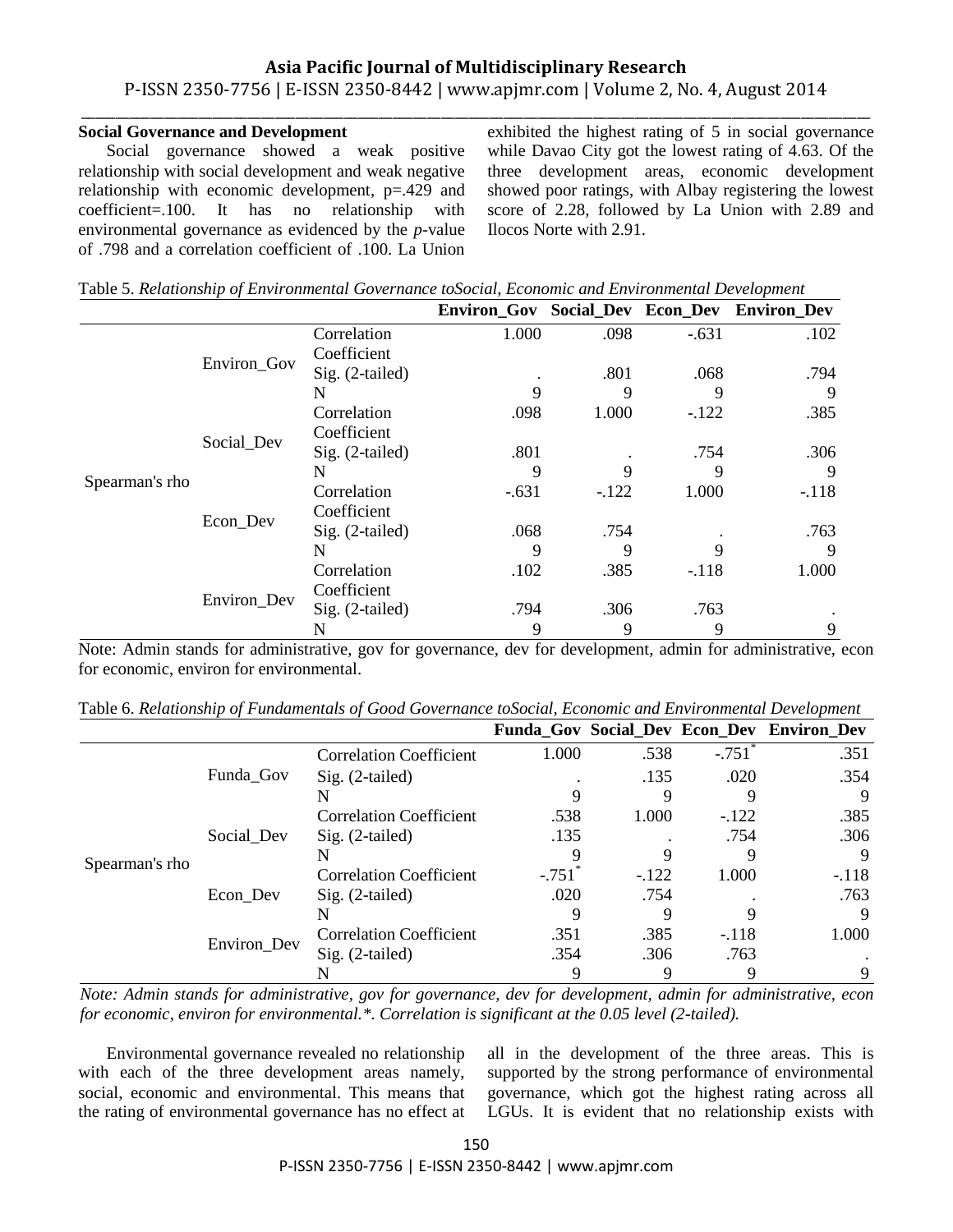### Social Governance and Development

Social governance showed a weak positive relationship with social development and weak negative relationship with economic development, p=.429 and coefficient=.100. It has no relationship with environmental governance as evidenced by the *p*-value of .798 and a correlation coefficient of .100. La Union exhibited the highest rating of 5 in social governance while Davao City got the lowest rating of 4.63. Of the three development areas, economic development showed poor ratings, with Albay registering the lowest score of 2.28, followed by La Union with 2.89 and Ilocos Norte with 2.91.

Table 5. *Relationship of Environmental Governance toSocial, Economic and Environmental Development*

| | | | Environ_Gov | Social_Dev | Econ_Dev | Environ_Dev |
|---|---|---|---|---|---|---|
| Spearman's rho | Environ_Gov | Correlation Coefficient | 1.000 | .098 | -.631 | .102 |
| | | Sig. (2-tailed) | . | .801 | .068 | .794 |
| | | N | 9 | 9 | 9 | 9 |
| | Social_Dev | Correlation Coefficient | .098 | 1.000 | -.122 | .385 |
| | | Sig. (2-tailed) | .801 | . | .754 | .306 |
| | | N | 9 | 9 | 9 | 9 |
| | Econ_Dev | Correlation Coefficient | -.631 | -.122 | 1.000 | -.118 |
| | | Sig. (2-tailed) | .068 | .754 | . | .763 |
| | | N | 9 | 9 | 9 | 9 |
| | Environ_Dev | Correlation Coefficient | .102 | .385 | -.118 | 1.000 |
| | | Sig. (2-tailed) | .794 | .306 | .763 | . |
| | | N | 9 | 9 | 9 | 9 |

Note: Admin stands for administrative, gov for governance, dev for development, admin for administrative, econ for economic, environ for environmental.

Table 6. *Relationship of Fundamentals of Good Governance toSocial, Economic and Environmental Development*

| | | | Funda_Gov | Social_Dev | Econ_Dev | Environ_Dev |
|---|---|---|---|---|---|---|
| Spearman's rho | Funda_Gov | Correlation Coefficient | 1.000 | .538 | -.751* | .351 |
| | | Sig. (2-tailed) | . | .135 | .020 | .354 |
| | | N | 9 | 9 | 9 | 9 |
| | Social_Dev | Correlation Coefficient | .538 | 1.000 | -.122 | .385 |
| | | Sig. (2-tailed) | .135 | . | .754 | .306 |
| | | N | 9 | 9 | 9 | 9 |
| | Econ_Dev | Correlation Coefficient | -.751* | -.122 | 1.000 | -.118 |
| | | Sig. (2-tailed) | .020 | .754 | . | .763 |
| | | N | 9 | 9 | 9 | 9 |
| | Environ_Dev | Correlation Coefficient | .351 | .385 | -.118 | 1.000 |
| | | Sig. (2-tailed) | .354 | .306 | .763 | . |
| | | N | 9 | 9 | 9 | 9 |

*Note: Admin stands for administrative, gov for governance, dev for development, admin for administrative, econ for economic, environ for environmental.\*. Correlation is significant at the 0.05 level (2-tailed).*

Environmental governance revealed no relationship with each of the three development areas namely, social, economic and environmental. This means that the rating of environmental governance has no effect at all in the development of the three areas. This is supported by the strong performance of environmental governance, which got the highest rating across all LGUs. It is evident that no relationship exists with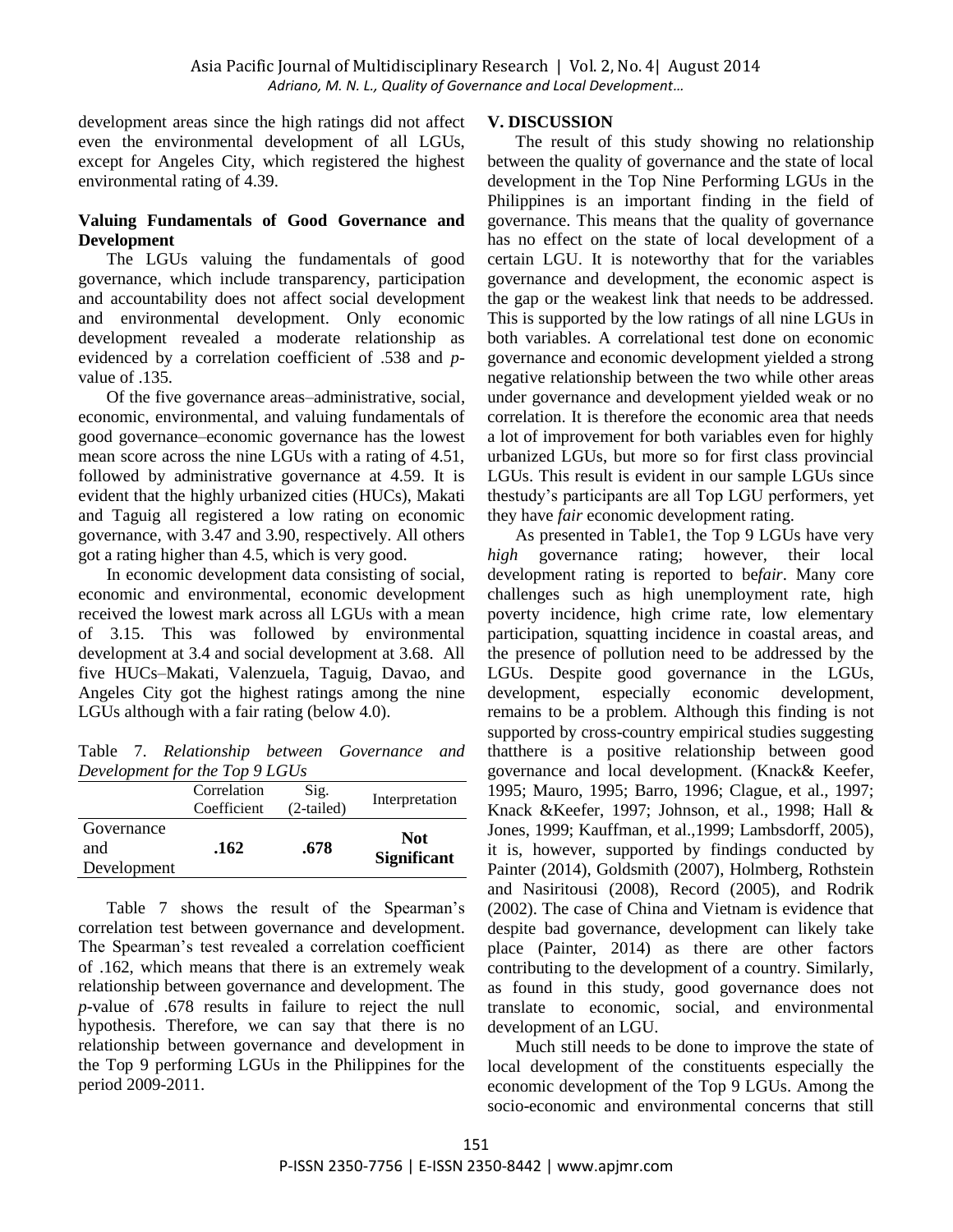development areas since the high ratings did not affect even the environmental development of all LGUs, except for Angeles City, which registered the highest environmental rating of 4.39.

**Valuing Fundamentals of Good Governance and Development**

The LGUs valuing the fundamentals of good governance, which include transparency, participation and accountability does not affect social development and environmental development. Only economic development revealed a moderate relationship as evidenced by a correlation coefficient of .538 and *p*-value of .135.

Of the five governance areas–administrative, social, economic, environmental, and valuing fundamentals of good governance–economic governance has the lowest mean score across the nine LGUs with a rating of 4.51, followed by administrative governance at 4.59. It is evident that the highly urbanized cities (HUCs), Makati and Taguig all registered a low rating on economic governance, with 3.47 and 3.90, respectively. All others got a rating higher than 4.5, which is very good.

In economic development data consisting of social, economic and environmental, economic development received the lowest mark across all LGUs with a mean of 3.15. This was followed by environmental development at 3.4 and social development at 3.68. All five HUCs–Makati, Valenzuela, Taguig, Davao, and Angeles City got the highest ratings among the nine LGUs although with a fair rating (below 4.0).

Table 7. *Relationship between Governance and Development for the Top 9 LGUs*

| | Correlation Coefficient | Sig. (2-tailed) | Interpretation |
|---|---|---|---|
| Governance and Development | **.162** | **.678** | **Not Significant** |

Table 7 shows the result of the Spearman's correlation test between governance and development. The Spearman's test revealed a correlation coefficient of .162, which means that there is an extremely weak relationship between governance and development. The *p*-value of .678 results in failure to reject the null hypothesis. Therefore, we can say that there is no relationship between governance and development in the Top 9 performing LGUs in the Philippines for the period 2009-2011.

## V. DISCUSSION

The result of this study showing no relationship between the quality of governance and the state of local development in the Top Nine Performing LGUs in the Philippines is an important finding in the field of governance. This means that the quality of governance has no effect on the state of local development of a certain LGU. It is noteworthy that for the variables governance and development, the economic aspect is the gap or the weakest link that needs to be addressed. This is supported by the low ratings of all nine LGUs in both variables. A correlational test done on economic governance and economic development yielded a strong negative relationship between the two while other areas under governance and development yielded weak or no correlation. It is therefore the economic area that needs a lot of improvement for both variables even for highly urbanized LGUs, but more so for first class provincial LGUs. This result is evident in our sample LGUs since thestudy's participants are all Top LGU performers, yet they have *fair* economic development rating.

As presented in Table1, the Top 9 LGUs have very *high* governance rating; however, their local development rating is reported to be*fair*. Many core challenges such as high unemployment rate, high poverty incidence, high crime rate, low elementary participation, squatting incidence in coastal areas, and the presence of pollution need to be addressed by the LGUs. Despite good governance in the LGUs, development, especially economic development, remains to be a problem. Although this finding is not supported by cross-country empirical studies suggesting thatthere is a positive relationship between good governance and local development. (Knack& Keefer, 1995; Mauro, 1995; Barro, 1996; Clague, et al., 1997; Knack &Keefer, 1997; Johnson, et al., 1998; Hall & Jones, 1999; Kauffman, et al.,1999; Lambsdorff, 2005), it is, however, supported by findings conducted by Painter (2014), Goldsmith (2007), Holmberg, Rothstein and Nasiritousi (2008), Record (2005), and Rodrik (2002). The case of China and Vietnam is evidence that despite bad governance, development can likely take place (Painter, 2014) as there are other factors contributing to the development of a country. Similarly, as found in this study, good governance does not translate to economic, social, and environmental development of an LGU.

Much still needs to be done to improve the state of local development of the constituents especially the economic development of the Top 9 LGUs. Among the socio-economic and environmental concerns that still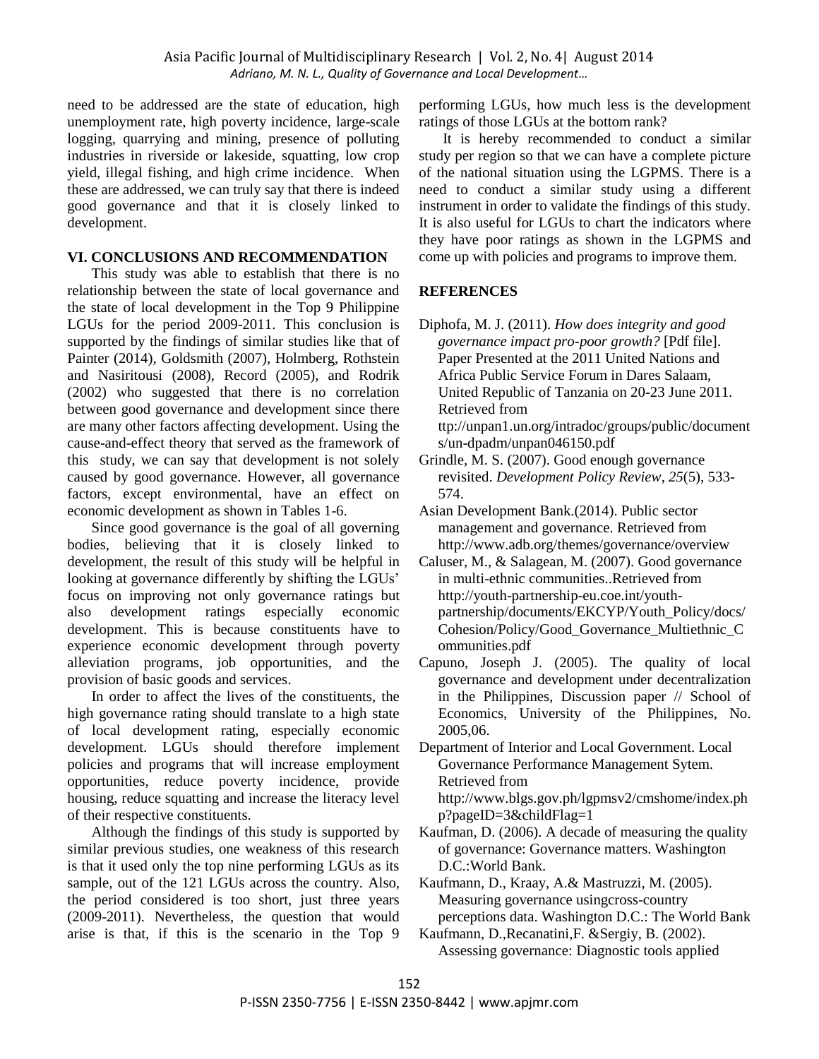need to be addressed are the state of education, high unemployment rate, high poverty incidence, large-scale logging, quarrying and mining, presence of polluting industries in riverside or lakeside, squatting, low crop yield, illegal fishing, and high crime incidence. When these are addressed, we can truly say that there is indeed good governance and that it is closely linked to development.

## VI. CONCLUSIONS AND RECOMMENDATION

This study was able to establish that there is no relationship between the state of local governance and the state of local development in the Top 9 Philippine LGUs for the period 2009-2011. This conclusion is supported by the findings of similar studies like that of Painter (2014), Goldsmith (2007), Holmberg, Rothstein and Nasiritousi (2008), Record (2005), and Rodrik (2002) who suggested that there is no correlation between good governance and development since there are many other factors affecting development. Using the cause-and-effect theory that served as the framework of this study, we can say that development is not solely caused by good governance. However, all governance factors, except environmental, have an effect on economic development as shown in Tables 1-6.

Since good governance is the goal of all governing bodies, believing that it is closely linked to development, the result of this study will be helpful in looking at governance differently by shifting the LGUs' focus on improving not only governance ratings but also development ratings especially economic development. This is because constituents have to experience economic development through poverty alleviation programs, job opportunities, and the provision of basic goods and services.

In order to affect the lives of the constituents, the high governance rating should translate to a high state of local development rating, especially economic development. LGUs should therefore implement policies and programs that will increase employment opportunities, reduce poverty incidence, provide housing, reduce squatting and increase the literacy level of their respective constituents.

Although the findings of this study is supported by similar previous studies, one weakness of this research is that it used only the top nine performing LGUs as its sample, out of the 121 LGUs across the country. Also, the period considered is too short, just three years (2009-2011). Nevertheless, the question that would arise is that, if this is the scenario in the Top 9 performing LGUs, how much less is the development ratings of those LGUs at the bottom rank?

It is hereby recommended to conduct a similar study per region so that we can have a complete picture of the national situation using the LGPMS. There is a need to conduct a similar study using a different instrument in order to validate the findings of this study. It is also useful for LGUs to chart the indicators where they have poor ratings as shown in the LGPMS and come up with policies and programs to improve them.

## REFERENCES

Diphofa, M. J. (2011). *How does integrity and good governance impact pro-poor growth?* [Pdf file]. Paper Presented at the 2011 United Nations and Africa Public Service Forum in Dares Salaam, United Republic of Tanzania on 20-23 June 2011. Retrieved from ttp://unpan1.un.org/intradoc/groups/public/documents/un-dpadm/unpan046150.pdf

Grindle, M. S. (2007). Good enough governance revisited. *Development Policy Review*, *25*(5), 533-574.

Asian Development Bank.(2014). Public sector management and governance. Retrieved from http://www.adb.org/themes/governance/overview

Caluser, M., & Salagean, M. (2007). Good governance in multi-ethnic communities..Retrieved from http://youth-partnership-eu.coe.int/youth-partnership/documents/EKCYP/Youth_Policy/docs/Cohesion/Policy/Good_Governance_Multiethnic_Communities.pdf

Capuno, Joseph J. (2005). The quality of local governance and development under decentralization in the Philippines, Discussion paper // School of Economics, University of the Philippines, No. 2005,06.

Department of Interior and Local Government. Local Governance Performance Management Sytem. Retrieved from http://www.blgs.gov.ph/lgpmsv2/cmshome/index.php?pageID=3&childFlag=1

Kaufman, D. (2006). A decade of measuring the quality of governance: Governance matters. Washington D.C.:World Bank.

Kaufmann, D., Kraay, A.& Mastruzzi, M. (2005). Measuring governance usingcross-country perceptions data. Washington D.C.: The World Bank

Kaufmann, D.,Recanatini,F. &Sergiy, B. (2002). Assessing governance: Diagnostic tools applied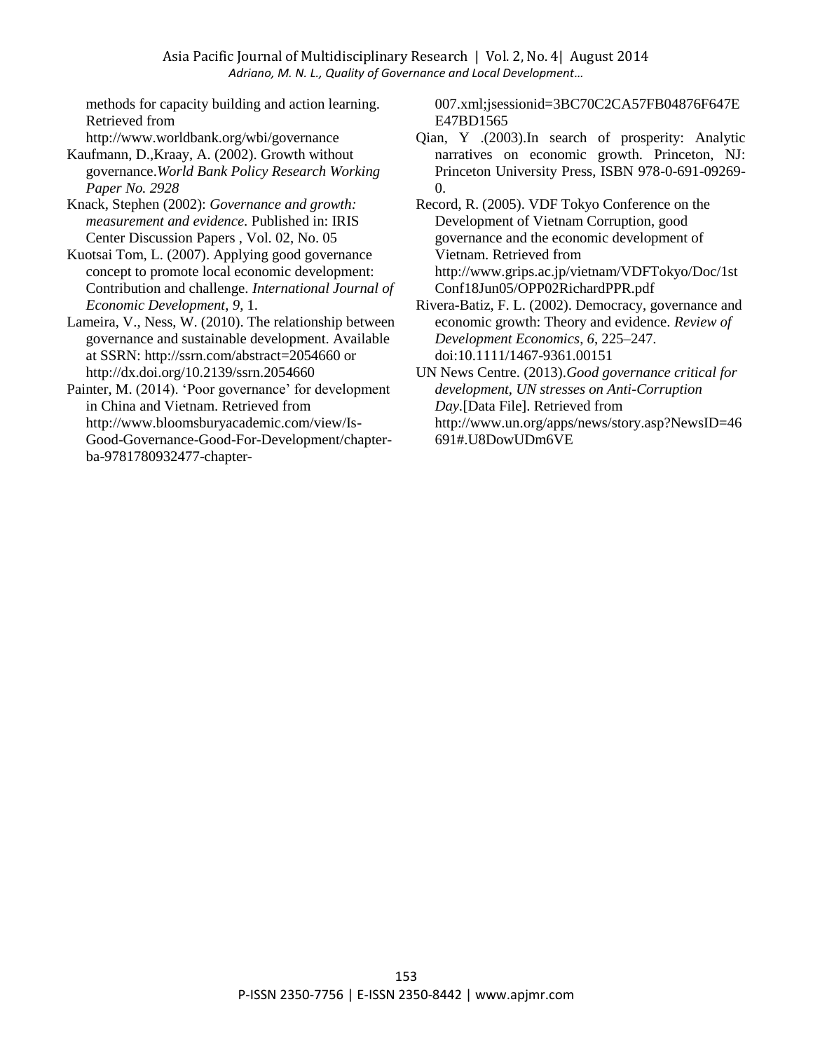methods for capacity building and action learning. Retrieved from http://www.worldbank.org/wbi/governance

Kaufmann, D.,Kraay, A. (2002). Growth without governance.*World Bank Policy Research Working Paper No. 2928*

Knack, Stephen (2002): *Governance and growth: measurement and evidence.* Published in: IRIS Center Discussion Papers , Vol. 02, No. 05

Kuotsai Tom, L. (2007). Applying good governance concept to promote local economic development: Contribution and challenge. *International Journal of Economic Development*, *9*, 1.

Lameira, V., Ness, W. (2010). The relationship between governance and sustainable development. Available at SSRN: http://ssrn.com/abstract=2054660 or http://dx.doi.org/10.2139/ssrn.2054660

Painter, M. (2014). 'Poor governance' for development in China and Vietnam. Retrieved from http://www.bloomsburyacademic.com/view/Is-Good-Governance-Good-For-Development/chapter-ba-9781780932477-chapter-007.xml;jsessionid=3BC70C2CA57FB04876F647EE47BD1565

Qian, Y .(2003).In search of prosperity: Analytic narratives on economic growth. Princeton, NJ: Princeton University Press, ISBN 978-0-691-09269-0.

Record, R. (2005). VDF Tokyo Conference on the Development of Vietnam Corruption, good governance and the economic development of Vietnam. Retrieved from http://www.grips.ac.jp/vietnam/VDFTokyo/Doc/1stConf18Jun05/OPP02RichardPPR.pdf

Rivera-Batiz, F. L. (2002). Democracy, governance and economic growth: Theory and evidence. *Review of Development Economics*, *6*, 225–247. doi:10.1111/1467-9361.00151

UN News Centre. (2013).*Good governance critical for development, UN stresses on Anti-Corruption Day*.[Data File]. Retrieved from http://www.un.org/apps/news/story.asp?NewsID=46691#.U8DowUDm6VE